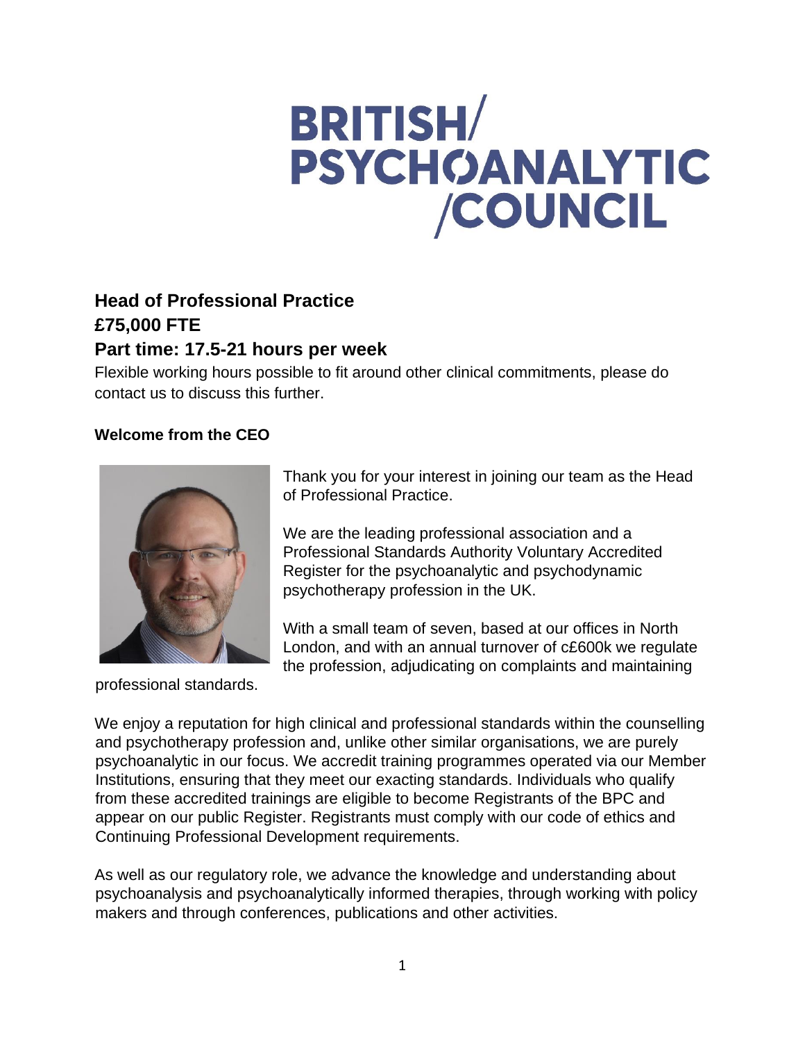BRITISH/ PSYCHOANALYTIC /COUNCIL

## Head of Professional Practice
## £75,000 FTE
## Part time: 17.5-21 hours per week

Flexible working hours possible to fit around other clinical commitments, please do contact us to discuss this further.

**Welcome from the CEO**

Thank you for your interest in joining our team as the Head of Professional Practice.

We are the leading professional association and a Professional Standards Authority Voluntary Accredited Register for the psychoanalytic and psychodynamic psychotherapy profession in the UK.

With a small team of seven, based at our offices in North London, and with an annual turnover of c£600k we regulate the profession, adjudicating on complaints and maintaining professional standards.

We enjoy a reputation for high clinical and professional standards within the counselling and psychotherapy profession and, unlike other similar organisations, we are purely psychoanalytic in our focus. We accredit training programmes operated via our Member Institutions, ensuring that they meet our exacting standards. Individuals who qualify from these accredited trainings are eligible to become Registrants of the BPC and appear on our public Register. Registrants must comply with our code of ethics and Continuing Professional Development requirements.

As well as our regulatory role, we advance the knowledge and understanding about psychoanalysis and psychoanalytically informed therapies, through working with policy makers and through conferences, publications and other activities.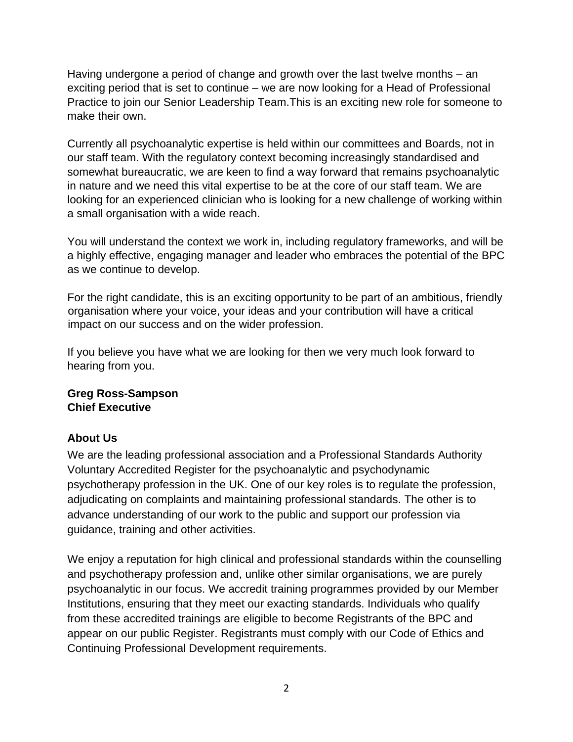Having undergone a period of change and growth over the last twelve months – an exciting period that is set to continue – we are now looking for a Head of Professional Practice to join our Senior Leadership Team.This is an exciting new role for someone to make their own.

Currently all psychoanalytic expertise is held within our committees and Boards, not in our staff team. With the regulatory context becoming increasingly standardised and somewhat bureaucratic, we are keen to find a way forward that remains psychoanalytic in nature and we need this vital expertise to be at the core of our staff team. We are looking for an experienced clinician who is looking for a new challenge of working within a small organisation with a wide reach.

You will understand the context we work in, including regulatory frameworks, and will be a highly effective, engaging manager and leader who embraces the potential of the BPC as we continue to develop.

For the right candidate, this is an exciting opportunity to be part of an ambitious, friendly organisation where your voice, your ideas and your contribution will have a critical impact on our success and on the wider profession.

If you believe you have what we are looking for then we very much look forward to hearing from you.

**Greg Ross-Sampson**
**Chief Executive**

### About Us

We are the leading professional association and a Professional Standards Authority Voluntary Accredited Register for the psychoanalytic and psychodynamic psychotherapy profession in the UK. One of our key roles is to regulate the profession, adjudicating on complaints and maintaining professional standards. The other is to advance understanding of our work to the public and support our profession via guidance, training and other activities.

We enjoy a reputation for high clinical and professional standards within the counselling and psychotherapy profession and, unlike other similar organisations, we are purely psychoanalytic in our focus. We accredit training programmes provided by our Member Institutions, ensuring that they meet our exacting standards. Individuals who qualify from these accredited trainings are eligible to become Registrants of the BPC and appear on our public Register. Registrants must comply with our Code of Ethics and Continuing Professional Development requirements.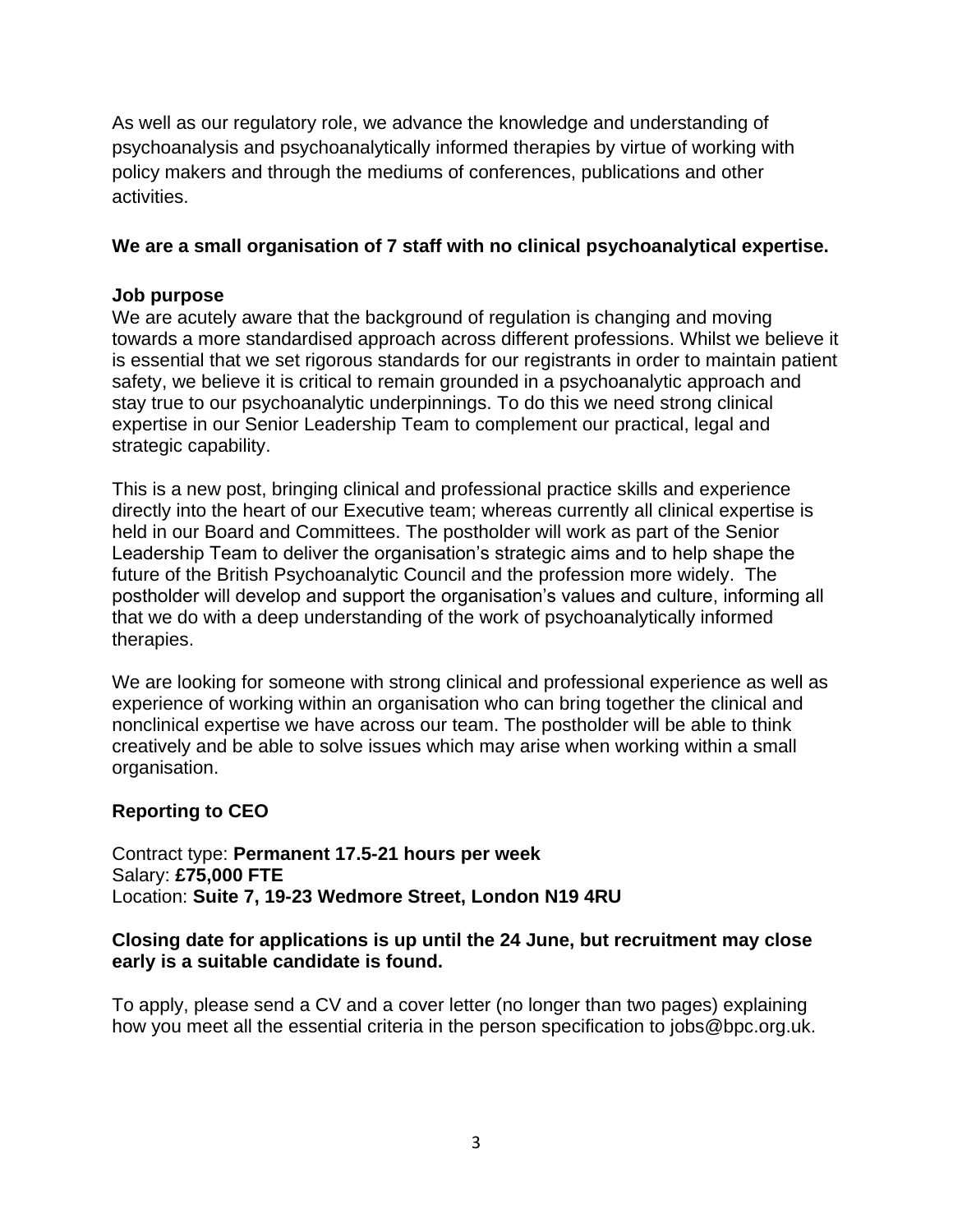As well as our regulatory role, we advance the knowledge and understanding of psychoanalysis and psychoanalytically informed therapies by virtue of working with policy makers and through the mediums of conferences, publications and other activities.

**We are a small organisation of 7 staff with no clinical psychoanalytical expertise.**

**Job purpose**

We are acutely aware that the background of regulation is changing and moving towards a more standardised approach across different professions. Whilst we believe it is essential that we set rigorous standards for our registrants in order to maintain patient safety, we believe it is critical to remain grounded in a psychoanalytic approach and stay true to our psychoanalytic underpinnings. To do this we need strong clinical expertise in our Senior Leadership Team to complement our practical, legal and strategic capability.

This is a new post, bringing clinical and professional practice skills and experience directly into the heart of our Executive team; whereas currently all clinical expertise is held in our Board and Committees. The postholder will work as part of the Senior Leadership Team to deliver the organisation's strategic aims and to help shape the future of the British Psychoanalytic Council and the profession more widely. The postholder will develop and support the organisation's values and culture, informing all that we do with a deep understanding of the work of psychoanalytically informed therapies.

We are looking for someone with strong clinical and professional experience as well as experience of working within an organisation who can bring together the clinical and nonclinical expertise we have across our team. The postholder will be able to think creatively and be able to solve issues which may arise when working within a small organisation.

**Reporting to CEO**

Contract type: **Permanent 17.5-21 hours per week**
Salary: **£75,000 FTE**
Location: **Suite 7, 19-23 Wedmore Street, London N19 4RU**

**Closing date for applications is up until the 24 June, but recruitment may close early is a suitable candidate is found.**

To apply, please send a CV and a cover letter (no longer than two pages) explaining how you meet all the essential criteria in the person specification to jobs@bpc.org.uk.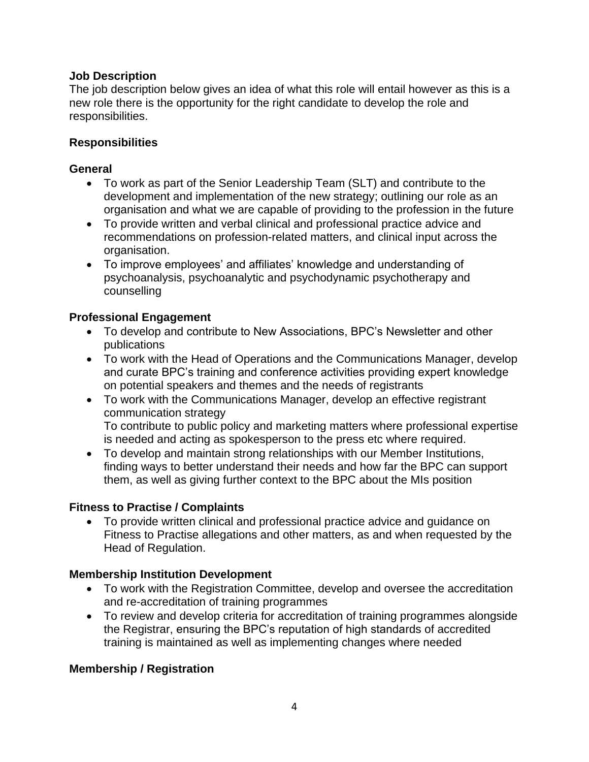**Job Description**

The job description below gives an idea of what this role will entail however as this is a new role there is the opportunity for the right candidate to develop the role and responsibilities.

**Responsibilities**

**General**

- To work as part of the Senior Leadership Team (SLT) and contribute to the development and implementation of the new strategy; outlining our role as an organisation and what we are capable of providing to the profession in the future
- To provide written and verbal clinical and professional practice advice and recommendations on profession-related matters, and clinical input across the organisation.
- To improve employees' and affiliates' knowledge and understanding of psychoanalysis, psychoanalytic and psychodynamic psychotherapy and counselling

**Professional Engagement**

- To develop and contribute to New Associations, BPC's Newsletter and other publications
- To work with the Head of Operations and the Communications Manager, develop and curate BPC's training and conference activities providing expert knowledge on potential speakers and themes and the needs of registrants
- To work with the Communications Manager, develop an effective registrant communication strategy
  To contribute to public policy and marketing matters where professional expertise is needed and acting as spokesperson to the press etc where required.
- To develop and maintain strong relationships with our Member Institutions, finding ways to better understand their needs and how far the BPC can support them, as well as giving further context to the BPC about the MIs position

**Fitness to Practise / Complaints**

- To provide written clinical and professional practice advice and guidance on Fitness to Practise allegations and other matters, as and when requested by the Head of Regulation.

**Membership Institution Development**

- To work with the Registration Committee, develop and oversee the accreditation and re-accreditation of training programmes
- To review and develop criteria for accreditation of training programmes alongside the Registrar, ensuring the BPC's reputation of high standards of accredited training is maintained as well as implementing changes where needed

**Membership / Registration**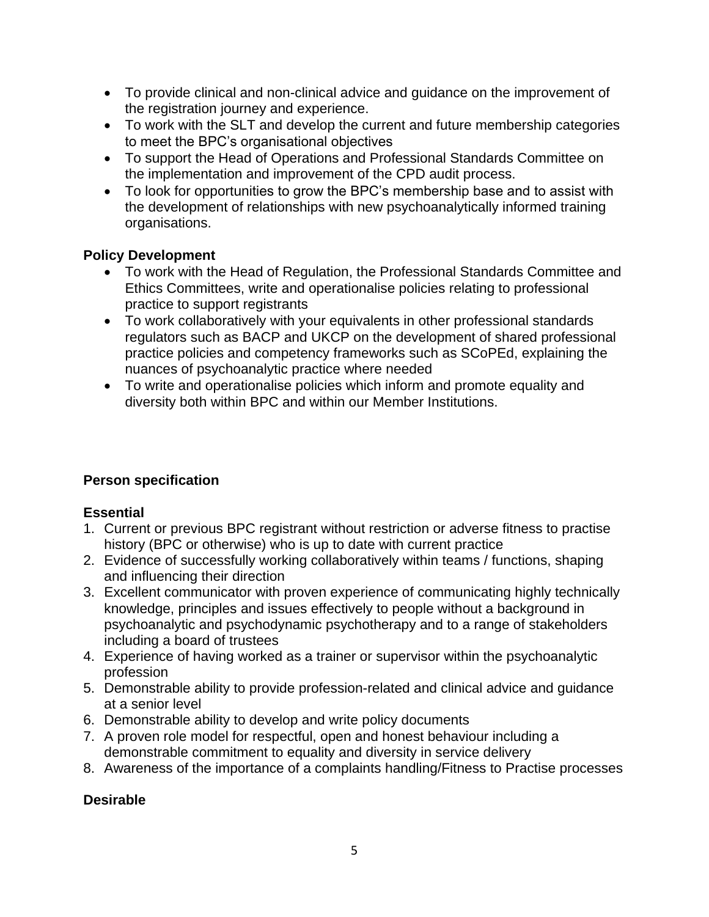- To provide clinical and non-clinical advice and guidance on the improvement of the registration journey and experience.
- To work with the SLT and develop the current and future membership categories to meet the BPC's organisational objectives
- To support the Head of Operations and Professional Standards Committee on the implementation and improvement of the CPD audit process.
- To look for opportunities to grow the BPC's membership base and to assist with the development of relationships with new psychoanalytically informed training organisations.

**Policy Development**

- To work with the Head of Regulation, the Professional Standards Committee and Ethics Committees, write and operationalise policies relating to professional practice to support registrants
- To work collaboratively with your equivalents in other professional standards regulators such as BACP and UKCP on the development of shared professional practice policies and competency frameworks such as SCoPEd, explaining the nuances of psychoanalytic practice where needed
- To write and operationalise policies which inform and promote equality and diversity both within BPC and within our Member Institutions.

**Person specification**

**Essential**

1. Current or previous BPC registrant without restriction or adverse fitness to practise history (BPC or otherwise) who is up to date with current practice
2. Evidence of successfully working collaboratively within teams / functions, shaping and influencing their direction
3. Excellent communicator with proven experience of communicating highly technically knowledge, principles and issues effectively to people without a background in psychoanalytic and psychodynamic psychotherapy and to a range of stakeholders including a board of trustees
4. Experience of having worked as a trainer or supervisor within the psychoanalytic profession
5. Demonstrable ability to provide profession-related and clinical advice and guidance at a senior level
6. Demonstrable ability to develop and write policy documents
7. A proven role model for respectful, open and honest behaviour including a demonstrable commitment to equality and diversity in service delivery
8. Awareness of the importance of a complaints handling/Fitness to Practise processes

**Desirable**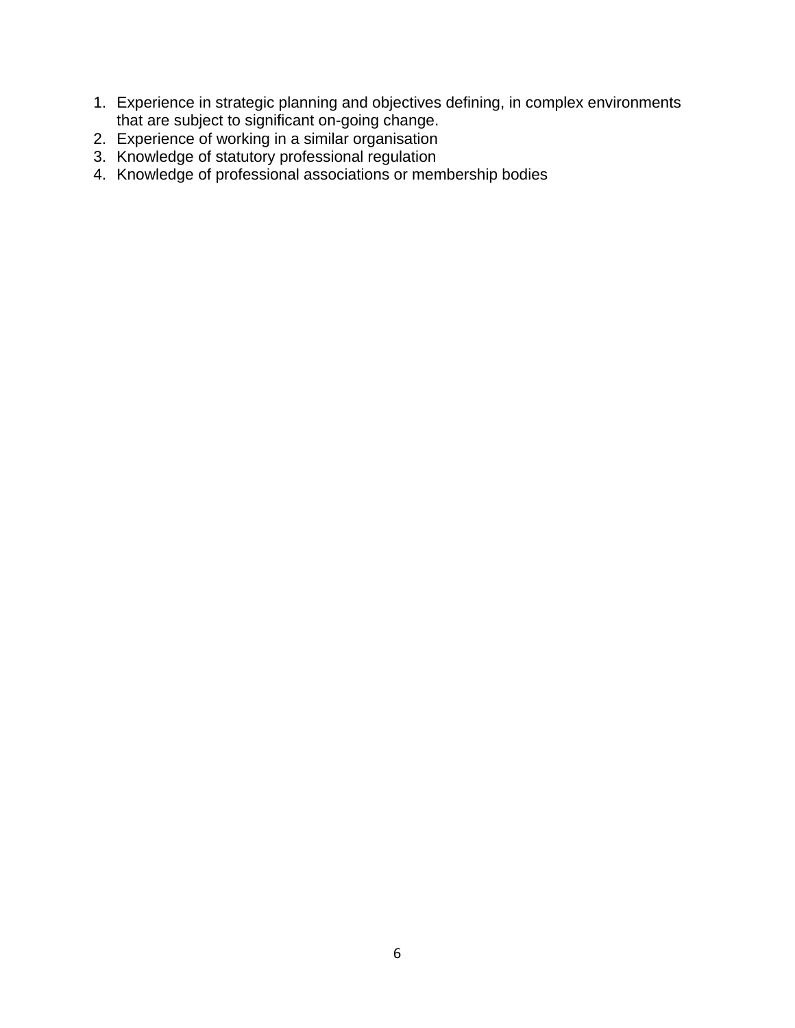1. Experience in strategic planning and objectives defining, in complex environments that are subject to significant on-going change.
2. Experience of working in a similar organisation
3. Knowledge of statutory professional regulation
4. Knowledge of professional associations or membership bodies